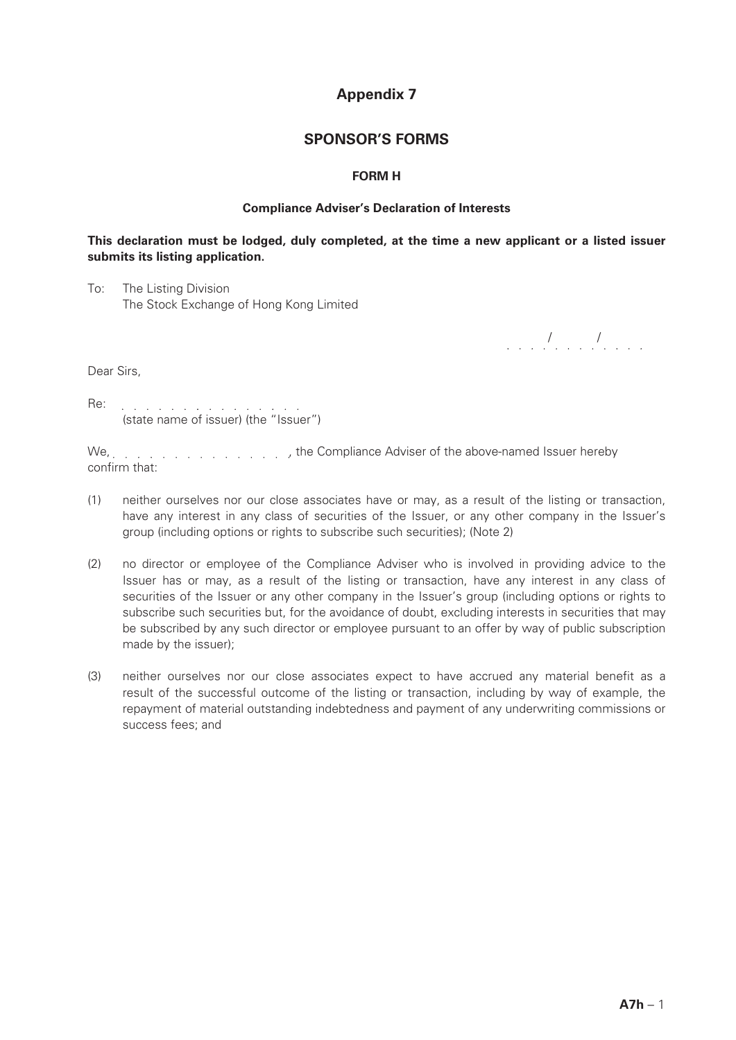# Appendix 7

## SPONSOR'S FORMS

### FORM H

#### Compliance Adviser's Declaration of Interests

**This declaration must be lodged, duly completed, at the time a new applicant or a listed issuer submits its listing application.**

To: The Listing Division
The Stock Exchange of Hong Kong Limited

. . . . / . . . . / . . . . .

Dear Sirs,

Re: . . . . . . . . . . . . . . . .
(state name of issuer) (the "Issuer")

We, . . . . . . . . . . . . . . . . , the Compliance Adviser of the above-named Issuer hereby confirm that:

(1) neither ourselves nor our close associates have or may, as a result of the listing or transaction, have any interest in any class of securities of the Issuer, or any other company in the Issuer's group (including options or rights to subscribe such securities); (Note 2)

(2) no director or employee of the Compliance Adviser who is involved in providing advice to the Issuer has or may, as a result of the listing or transaction, have any interest in any class of securities of the Issuer or any other company in the Issuer's group (including options or rights to subscribe such securities but, for the avoidance of doubt, excluding interests in securities that may be subscribed by any such director or employee pursuant to an offer by way of public subscription made by the issuer);

(3) neither ourselves nor our close associates expect to have accrued any material benefit as a result of the successful outcome of the listing or transaction, including by way of example, the repayment of material outstanding indebtedness and payment of any underwriting commissions or success fees; and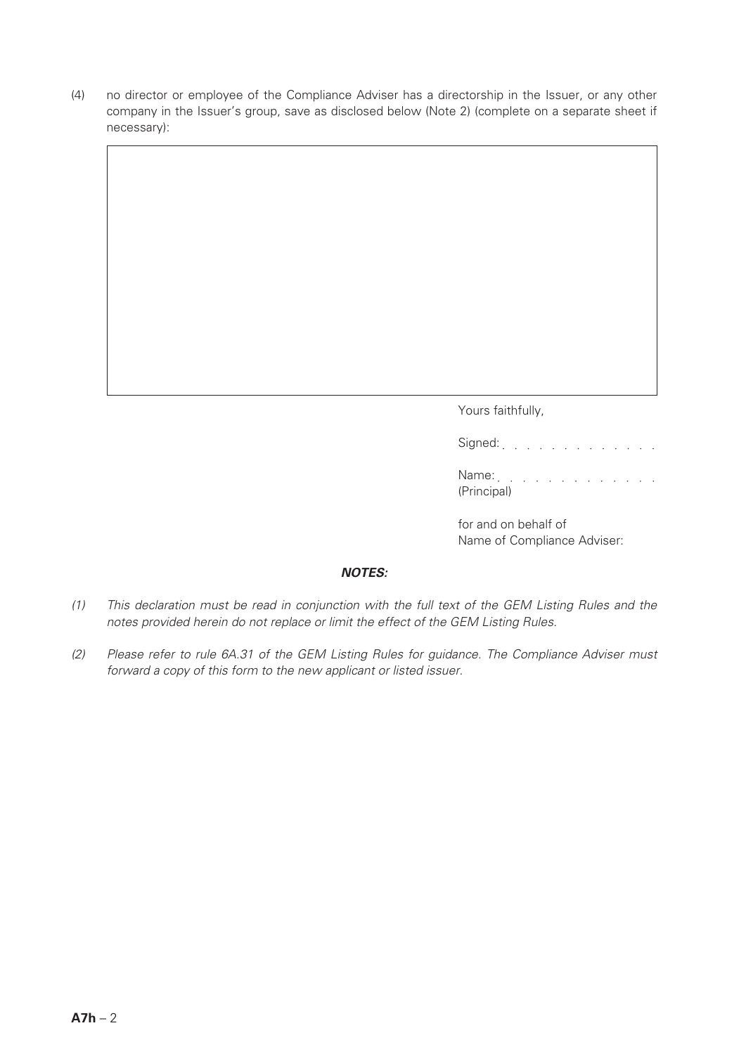(4) no director or employee of the Compliance Adviser has a directorship in the Issuer, or any other company in the Issuer's group, save as disclosed below (Note 2) (complete on a separate sheet if necessary):

| |
|---|
| |

Yours faithfully,

Signed: . . . . . . . . . . . . .

Name: . . . . . . . . . . . . .
(Principal)

for and on behalf of
Name of Compliance Adviser:

***NOTES:***

*(1) This declaration must be read in conjunction with the full text of the GEM Listing Rules and the notes provided herein do not replace or limit the effect of the GEM Listing Rules.*

*(2) Please refer to rule 6A.31 of the GEM Listing Rules for guidance. The Compliance Adviser must forward a copy of this form to the new applicant or listed issuer.*